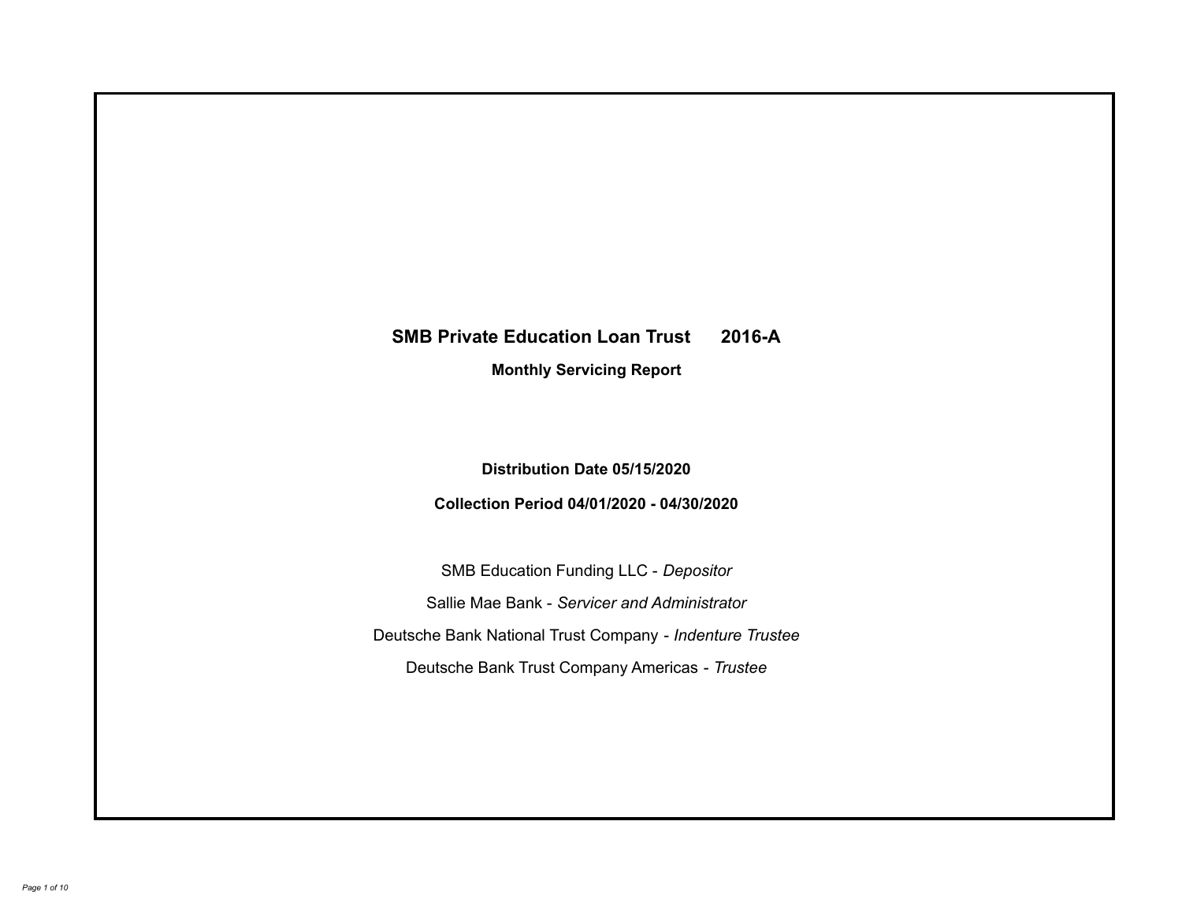# SMB Private Education Loan Trust 2016-A

## Monthly Servicing Report

**Distribution Date 05/15/2020**

**Collection Period 04/01/2020 - 04/30/2020**

SMB Education Funding LLC - *Depositor*

Sallie Mae Bank - *Servicer and Administrator*

Deutsche Bank National Trust Company - *Indenture Trustee*

Deutsche Bank Trust Company Americas - *Trustee*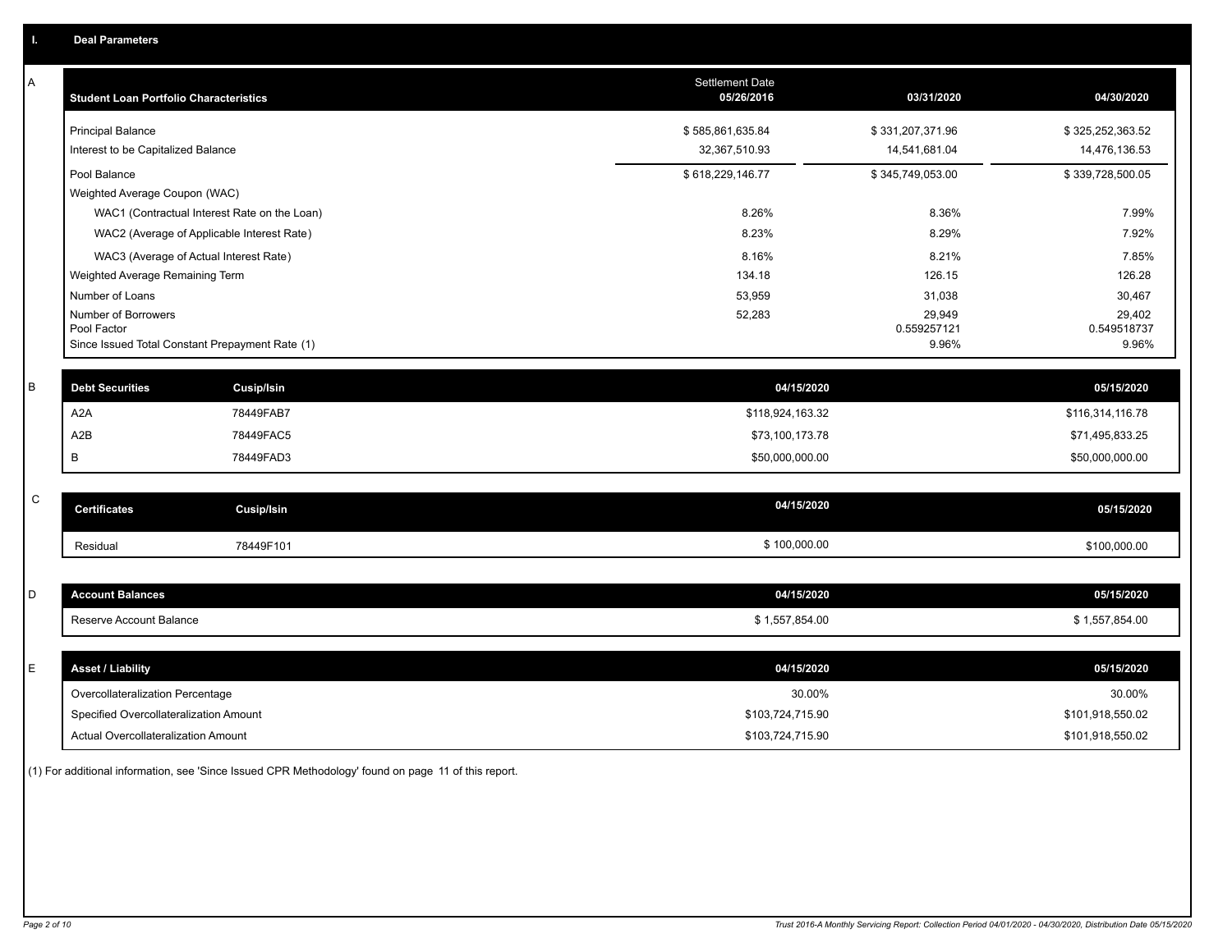## I. Deal Parameters

### A

| Student Loan Portfolio Characteristics | Settlement Date 05/26/2016 | 03/31/2020 | 04/30/2020 |
| --- | --- | --- | --- |
| Principal Balance | $ 585,861,635.84 | $ 331,207,371.96 | $ 325,252,363.52 |
| Interest to be Capitalized Balance | 32,367,510.93 | 14,541,681.04 | 14,476,136.53 |
| Pool Balance | $ 618,229,146.77 | $ 345,749,053.00 | $ 339,728,500.05 |
| Weighted Average Coupon (WAC) | | | |
| WAC1 (Contractual Interest Rate on the Loan) | 8.26% | 8.36% | 7.99% |
| WAC2 (Average of Applicable Interest Rate) | 8.23% | 8.29% | 7.92% |
| WAC3 (Average of Actual Interest Rate) | 8.16% | 8.21% | 7.85% |
| Weighted Average Remaining Term | 134.18 | 126.15 | 126.28 |
| Number of Loans | 53,959 | 31,038 | 30,467 |
| Number of Borrowers | 52,283 | 29,949 | 29,402 |
| Pool Factor | | 0.559257121 | 0.549518737 |
| Since Issued Total Constant Prepayment Rate (1) | | 9.96% | 9.96% |

### B

| Debt Securities | Cusip/Isin | 04/15/2020 | 05/15/2020 |
| --- | --- | --- | --- |
| A2A | 78449FAB7 | $118,924,163.32 | $116,314,116.78 |
| A2B | 78449FAC5 | $73,100,173.78 | $71,495,833.25 |
| B | 78449FAD3 | $50,000,000.00 | $50,000,000.00 |

### C

| Certificates | Cusip/Isin | 04/15/2020 | 05/15/2020 |
| --- | --- | --- | --- |
| Residual | 78449F101 | $ 100,000.00 | $100,000.00 |

### D

| Account Balances | 04/15/2020 | 05/15/2020 |
| --- | --- | --- |
| Reserve Account Balance | $ 1,557,854.00 | $ 1,557,854.00 |

### E

| Asset / Liability | 04/15/2020 | 05/15/2020 |
| --- | --- | --- |
| Overcollateralization Percentage | 30.00% | 30.00% |
| Specified Overcollateralization Amount | $103,724,715.90 | $101,918,550.02 |
| Actual Overcollateralization Amount | $103,724,715.90 | $101,918,550.02 |

(1) For additional information, see 'Since Issued CPR Methodology' found on page 11 of this report.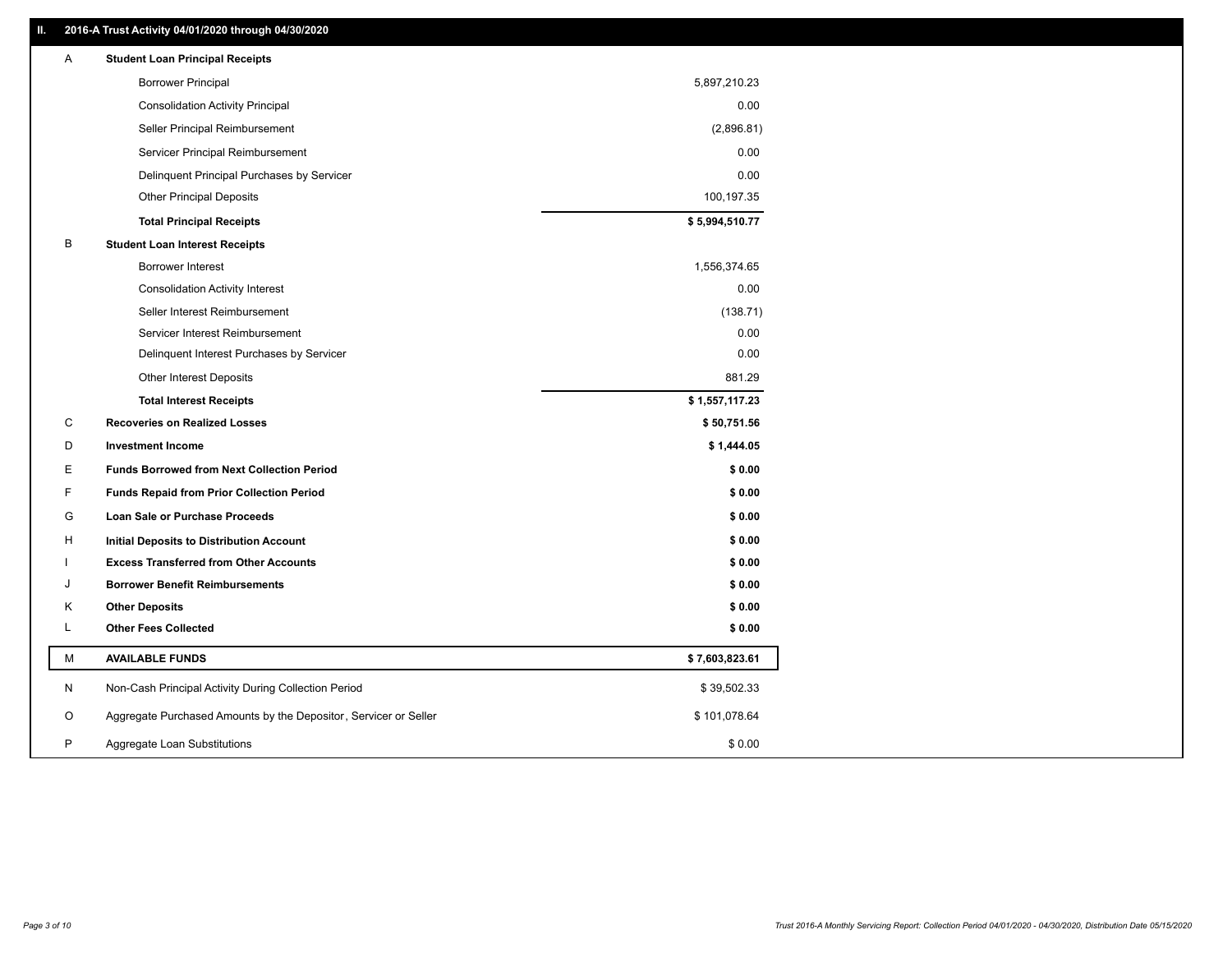## II. 2016-A Trust Activity 04/01/2020 through 04/30/2020

| | | |
|---|---|---|
| A | **Student Loan Principal Receipts** | |
| | Borrower Principal | 5,897,210.23 |
| | Consolidation Activity Principal | 0.00 |
| | Seller Principal Reimbursement | (2,896.81) |
| | Servicer Principal Reimbursement | 0.00 |
| | Delinquent Principal Purchases by Servicer | 0.00 |
| | Other Principal Deposits | 100,197.35 |
| | **Total Principal Receipts** | **$ 5,994,510.77** |
| B | **Student Loan Interest Receipts** | |
| | Borrower Interest | 1,556,374.65 |
| | Consolidation Activity Interest | 0.00 |
| | Seller Interest Reimbursement | (138.71) |
| | Servicer Interest Reimbursement | 0.00 |
| | Delinquent Interest Purchases by Servicer | 0.00 |
| | Other Interest Deposits | 881.29 |
| | **Total Interest Receipts** | **$ 1,557,117.23** |
| C | **Recoveries on Realized Losses** | **$ 50,751.56** |
| D | **Investment Income** | **$ 1,444.05** |
| E | **Funds Borrowed from Next Collection Period** | **$ 0.00** |
| F | **Funds Repaid from Prior Collection Period** | **$ 0.00** |
| G | **Loan Sale or Purchase Proceeds** | **$ 0.00** |
| H | **Initial Deposits to Distribution Account** | **$ 0.00** |
| I | **Excess Transferred from Other Accounts** | **$ 0.00** |
| J | **Borrower Benefit Reimbursements** | **$ 0.00** |
| K | **Other Deposits** | **$ 0.00** |
| L | **Other Fees Collected** | **$ 0.00** |
| M | **AVAILABLE FUNDS** | **$ 7,603,823.61** |
| N | Non-Cash Principal Activity During Collection Period | $ 39,502.33 |
| O | Aggregate Purchased Amounts by the Depositor, Servicer or Seller | $ 101,078.64 |
| P | Aggregate Loan Substitutions | $ 0.00 |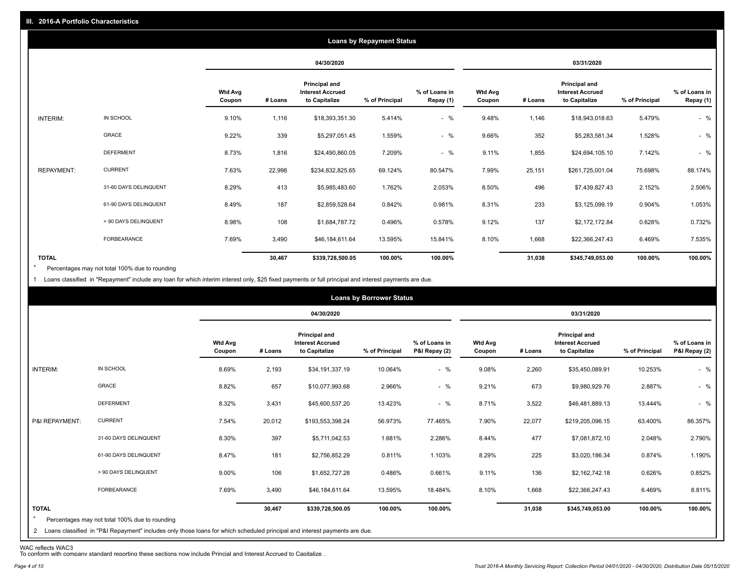## III. 2016-A Portfolio Characteristics

### Loans by Repayment Status

| | | 04/30/2020 | | | | | 03/31/2020 | | | | |
|---|---|---|---|---|---|---|---|---|---|---|---|
| | | Wtd Avg Coupon | # Loans | Principal and Interest Accrued to Capitalize | % of Principal | % of Loans in Repay (1) | Wtd Avg Coupon | # Loans | Principal and Interest Accrued to Capitalize | % of Principal | % of Loans in Repay (1) |
| INTERIM: | IN SCHOOL | 9.10% | 1,116 | $18,393,351.30 | 5.414% | - % | 9.48% | 1,146 | $18,943,018.63 | 5.479% | - % |
| | GRACE | 9.22% | 339 | $5,297,051.45 | 1.559% | - % | 9.66% | 352 | $5,283,581.34 | 1.528% | - % |
| | DEFERMENT | 8.73% | 1,816 | $24,490,860.05 | 7.209% | - % | 9.11% | 1,855 | $24,694,105.10 | 7.142% | - % |
| REPAYMENT: | CURRENT | 7.63% | 22,998 | $234,832,825.65 | 69.124% | 80.547% | 7.99% | 25,151 | $261,725,001.04 | 75.698% | 88.174% |
| | 31-60 DAYS DELINQUENT | 8.29% | 413 | $5,985,483.60 | 1.762% | 2.053% | 8.50% | 496 | $7,439,827.43 | 2.152% | 2.506% |
| | 61-90 DAYS DELINQUENT | 8.49% | 187 | $2,859,528.64 | 0.842% | 0.981% | 8.31% | 233 | $3,125,099.19 | 0.904% | 1.053% |
| | > 90 DAYS DELINQUENT | 8.98% | 108 | $1,684,787.72 | 0.496% | 0.578% | 9.12% | 137 | $2,172,172.84 | 0.628% | 0.732% |
| | FORBEARANCE | 7.69% | 3,490 | $46,184,611.64 | 13.595% | 15.841% | 8.10% | 1,668 | $22,366,247.43 | 6.469% | 7.535% |
| TOTAL | | | 30,467 | $339,728,500.05 | 100.00% | 100.00% | | 31,038 | $345,749,053.00 | 100.00% | 100.00% |

\* Percentages may not total 100% due to rounding

1 Loans classified in "Repayment" include any loan for which interim interest only, $25 fixed payments or full principal and interest payments are due.

### Loans by Borrower Status

| | | 04/30/2020 | | | | | 03/31/2020 | | | | |
|---|---|---|---|---|---|---|---|---|---|---|---|
| | | Wtd Avg Coupon | # Loans | Principal and Interest Accrued to Capitalize | % of Principal | % of Loans in P&I Repay (2) | Wtd Avg Coupon | # Loans | Principal and Interest Accrued to Capitalize | % of Principal | % of Loans in P&I Repay (2) |
| INTERIM: | IN SCHOOL | 8.69% | 2,193 | $34,191,337.19 | 10.064% | - % | 9.08% | 2,260 | $35,450,089.91 | 10.253% | - % |
| | GRACE | 8.82% | 657 | $10,077,993.68 | 2.966% | - % | 9.21% | 673 | $9,980,929.76 | 2.887% | - % |
| | DEFERMENT | 8.32% | 3,431 | $45,600,537.20 | 13.423% | - % | 8.71% | 3,522 | $46,481,889.13 | 13.444% | - % |
| P&I REPAYMENT: | CURRENT | 7.54% | 20,012 | $193,553,398.24 | 56.973% | 77.465% | 7.90% | 22,077 | $219,205,096.15 | 63.400% | 86.357% |
| | 31-60 DAYS DELINQUENT | 8.30% | 397 | $5,711,042.53 | 1.681% | 2.286% | 8.44% | 477 | $7,081,872.10 | 2.048% | 2.790% |
| | 61-90 DAYS DELINQUENT | 8.47% | 181 | $2,756,852.29 | 0.811% | 1.103% | 8.29% | 225 | $3,020,186.34 | 0.874% | 1.190% |
| | > 90 DAYS DELINQUENT | 9.00% | 106 | $1,652,727.28 | 0.486% | 0.661% | 9.11% | 136 | $2,162,742.18 | 0.626% | 0.852% |
| | FORBEARANCE | 7.69% | 3,490 | $46,184,611.64 | 13.595% | 18.484% | 8.10% | 1,668 | $22,366,247.43 | 6.469% | 8.811% |
| TOTAL | | | 30,467 | $339,728,500.05 | 100.00% | 100.00% | | 31,038 | $345,749,053.00 | 100.00% | 100.00% |

\* Percentages may not total 100% due to rounding

2 Loans classified in "P&I Repayment" includes only those loans for which scheduled principal and interest payments are due.

WAC reflects WAC3

To conform with company standard reporting these sections now include Princial and Interest Accrued to Capitalize .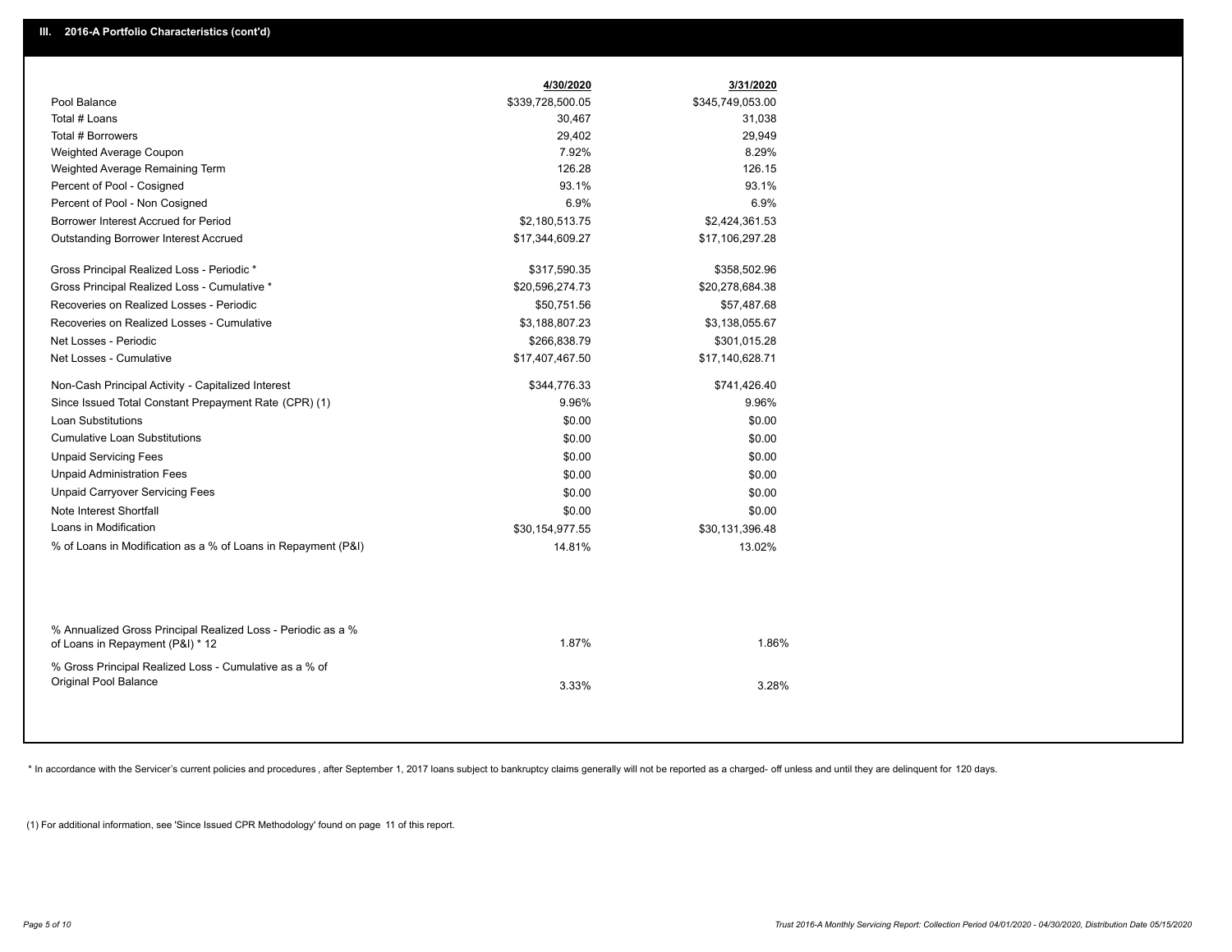## III. 2016-A Portfolio Characteristics (cont'd)

| | 4/30/2020 | 3/31/2020 |
|---|---|---|
| Pool Balance | $339,728,500.05 | $345,749,053.00 |
| Total # Loans | 30,467 | 31,038 |
| Total # Borrowers | 29,402 | 29,949 |
| Weighted Average Coupon | 7.92% | 8.29% |
| Weighted Average Remaining Term | 126.28 | 126.15 |
| Percent of Pool - Cosigned | 93.1% | 93.1% |
| Percent of Pool - Non Cosigned | 6.9% | 6.9% |
| Borrower Interest Accrued for Period | $2,180,513.75 | $2,424,361.53 |
| Outstanding Borrower Interest Accrued | $17,344,609.27 | $17,106,297.28 |
| Gross Principal Realized Loss - Periodic * | $317,590.35 | $358,502.96 |
| Gross Principal Realized Loss - Cumulative * | $20,596,274.73 | $20,278,684.38 |
| Recoveries on Realized Losses - Periodic | $50,751.56 | $57,487.68 |
| Recoveries on Realized Losses - Cumulative | $3,188,807.23 | $3,138,055.67 |
| Net Losses - Periodic | $266,838.79 | $301,015.28 |
| Net Losses - Cumulative | $17,407,467.50 | $17,140,628.71 |
| Non-Cash Principal Activity - Capitalized Interest | $344,776.33 | $741,426.40 |
| Since Issued Total Constant Prepayment Rate (CPR) (1) | 9.96% | 9.96% |
| Loan Substitutions | $0.00 | $0.00 |
| Cumulative Loan Substitutions | $0.00 | $0.00 |
| Unpaid Servicing Fees | $0.00 | $0.00 |
| Unpaid Administration Fees | $0.00 | $0.00 |
| Unpaid Carryover Servicing Fees | $0.00 | $0.00 |
| Note Interest Shortfall | $0.00 | $0.00 |
| Loans in Modification | $30,154,977.55 | $30,131,396.48 |
| % of Loans in Modification as a % of Loans in Repayment (P&I) | 14.81% | 13.02% |
| % Annualized Gross Principal Realized Loss - Periodic as a % of Loans in Repayment (P&I) * 12 | 1.87% | 1.86% |
| % Gross Principal Realized Loss - Cumulative as a % of Original Pool Balance | 3.33% | 3.28% |

* In accordance with the Servicer's current policies and procedures, after September 1, 2017 loans subject to bankruptcy claims generally will not be reported as a charged- off unless and until they are delinquent for 120 days.

(1) For additional information, see 'Since Issued CPR Methodology' found on page 11 of this report.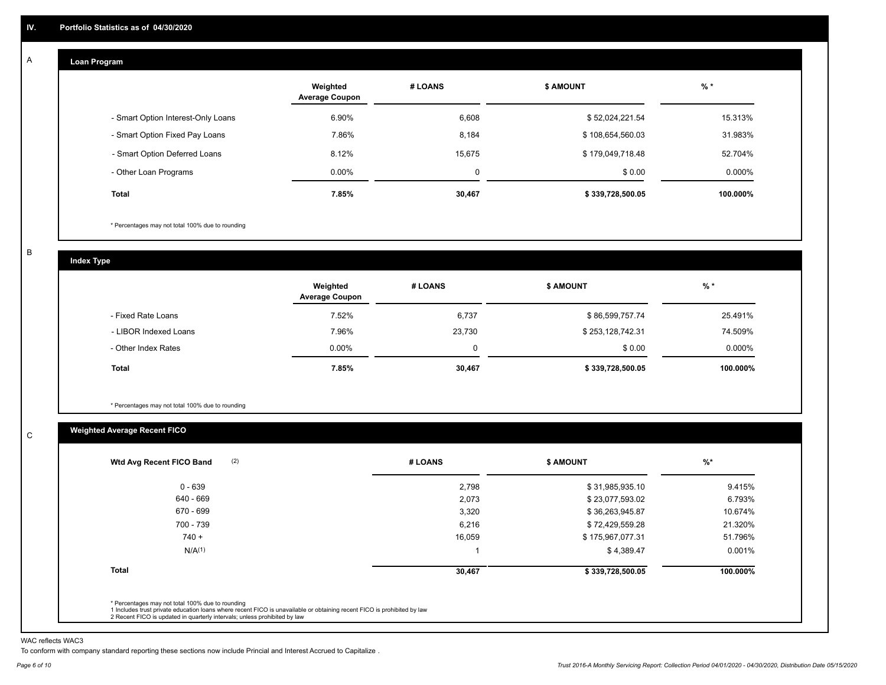## IV. Portfolio Statistics as of 04/30/2020

### A

#### Loan Program

| | Weighted Average Coupon | # LOANS | $ AMOUNT | % * |
|---|---|---|---|---|
| - Smart Option Interest-Only Loans | 6.90% | 6,608 | $ 52,024,221.54 | 15.313% |
| - Smart Option Fixed Pay Loans | 7.86% | 8,184 | $ 108,654,560.03 | 31.983% |
| - Smart Option Deferred Loans | 8.12% | 15,675 | $ 179,049,718.48 | 52.704% |
| - Other Loan Programs | 0.00% | 0 | $ 0.00 | 0.000% |
| **Total** | **7.85%** | **30,467** | **$ 339,728,500.05** | **100.000%** |

\* Percentages may not total 100% due to rounding

### B

#### Index Type

| | Weighted Average Coupon | # LOANS | $ AMOUNT | % * |
|---|---|---|---|---|
| - Fixed Rate Loans | 7.52% | 6,737 | $ 86,599,757.74 | 25.491% |
| - LIBOR Indexed Loans | 7.96% | 23,730 | $ 253,128,742.31 | 74.509% |
| - Other Index Rates | 0.00% | 0 | $ 0.00 | 0.000% |
| **Total** | **7.85%** | **30,467** | **$ 339,728,500.05** | **100.000%** |

\* Percentages may not total 100% due to rounding

### C

#### Weighted Average Recent FICO

| Wtd Avg Recent FICO Band (2) | # LOANS | $ AMOUNT | %* |
|---|---|---|---|
| 0 - 639 | 2,798 | $ 31,985,935.10 | 9.415% |
| 640 - 669 | 2,073 | $ 23,077,593.02 | 6.793% |
| 670 - 699 | 3,320 | $ 36,263,945.87 | 10.674% |
| 700 - 739 | 6,216 | $ 72,429,559.28 | 21.320% |
| 740 + | 16,059 | $ 175,967,077.31 | 51.796% |
| N/A(1) | 1 | $ 4,389.47 | 0.001% |
| **Total** | **30,467** | **$ 339,728,500.05** | **100.000%** |

\* Percentages may not total 100% due to rounding
1 Includes trust private education loans where recent FICO is unavailable or obtaining recent FICO is prohibited by law
2 Recent FICO is updated in quarterly intervals; unless prohibited by law

WAC reflects WAC3
To conform with company standard reporting these sections now include Princial and Interest Accrued to Capitalize .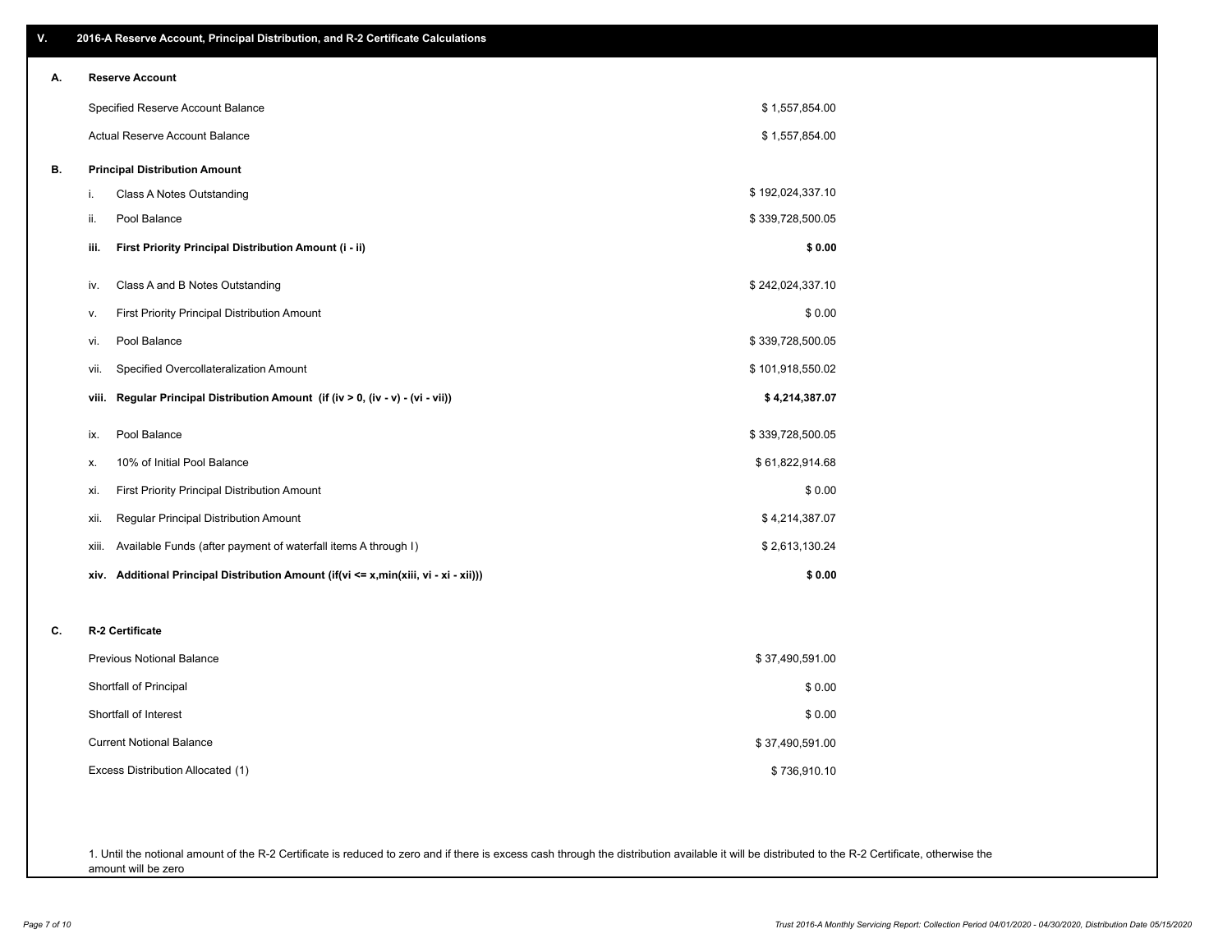## V. 2016-A Reserve Account, Principal Distribution, and R-2 Certificate Calculations

### A. Reserve Account

| | |
|---|---|
| Specified Reserve Account Balance | $ 1,557,854.00 |
| Actual Reserve Account Balance | $ 1,557,854.00 |

### B. Principal Distribution Amount

| | | |
|---|---|---|
| i. | Class A Notes Outstanding | $ 192,024,337.10 |
| ii. | Pool Balance | $ 339,728,500.05 |
| **iii.** | **First Priority Principal Distribution Amount (i - ii)** | **$ 0.00** |
| iv. | Class A and B Notes Outstanding | $ 242,024,337.10 |
| v. | First Priority Principal Distribution Amount | $ 0.00 |
| vi. | Pool Balance | $ 339,728,500.05 |
| vii. | Specified Overcollateralization Amount | $ 101,918,550.02 |
| **viii.** | **Regular Principal Distribution Amount (if (iv > 0, (iv - v) - (vi - vii))** | **$ 4,214,387.07** |
| ix. | Pool Balance | $ 339,728,500.05 |
| x. | 10% of Initial Pool Balance | $ 61,822,914.68 |
| xi. | First Priority Principal Distribution Amount | $ 0.00 |
| xii. | Regular Principal Distribution Amount | $ 4,214,387.07 |
| xiii. | Available Funds (after payment of waterfall items A through I) | $ 2,613,130.24 |
| **xiv.** | **Additional Principal Distribution Amount (if(vi <= x,min(xiii, vi - xi - xii)))** | **$ 0.00** |

### C. R-2 Certificate

| | |
|---|---|
| Previous Notional Balance | $ 37,490,591.00 |
| Shortfall of Principal | $ 0.00 |
| Shortfall of Interest | $ 0.00 |
| Current Notional Balance | $ 37,490,591.00 |
| Excess Distribution Allocated (1) | $ 736,910.10 |

1. Until the notional amount of the R-2 Certificate is reduced to zero and if there is excess cash through the distribution available it will be distributed to the R-2 Certificate, otherwise the amount will be zero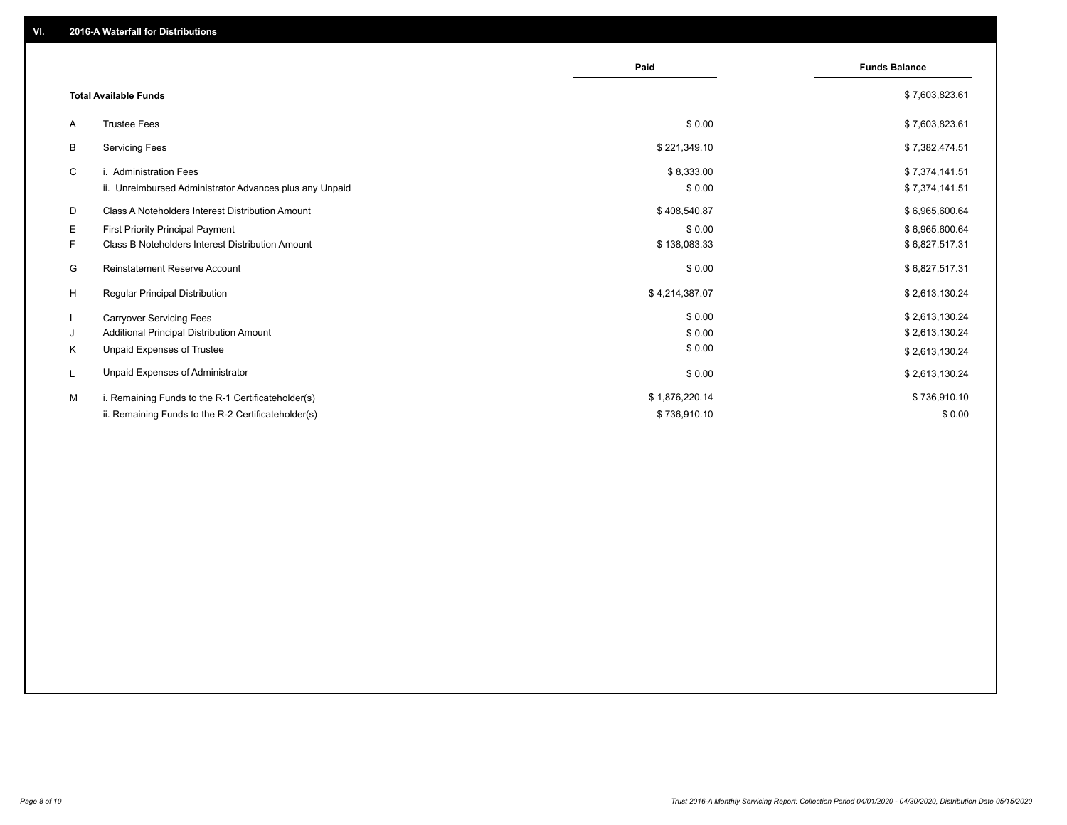## VI. 2016-A Waterfall for Distributions

| | | Paid | Funds Balance |
|---|---|---|---|
| | **Total Available Funds** | | $ 7,603,823.61 |
| A | Trustee Fees | $ 0.00 | $ 7,603,823.61 |
| B | Servicing Fees | $ 221,349.10 | $ 7,382,474.51 |
| C | i. Administration Fees | $ 8,333.00 | $ 7,374,141.51 |
| | ii. Unreimbursed Administrator Advances plus any Unpaid | $ 0.00 | $ 7,374,141.51 |
| D | Class A Noteholders Interest Distribution Amount | $ 408,540.87 | $ 6,965,600.64 |
| E | First Priority Principal Payment | $ 0.00 | $ 6,965,600.64 |
| F | Class B Noteholders Interest Distribution Amount | $ 138,083.33 | $ 6,827,517.31 |
| G | Reinstatement Reserve Account | $ 0.00 | $ 6,827,517.31 |
| H | Regular Principal Distribution | $ 4,214,387.07 | $ 2,613,130.24 |
| I | Carryover Servicing Fees | $ 0.00 | $ 2,613,130.24 |
| J | Additional Principal Distribution Amount | $ 0.00 | $ 2,613,130.24 |
| K | Unpaid Expenses of Trustee | $ 0.00 | $ 2,613,130.24 |
| L | Unpaid Expenses of Administrator | $ 0.00 | $ 2,613,130.24 |
| M | i. Remaining Funds to the R-1 Certificateholder(s) | $ 1,876,220.14 | $ 736,910.10 |
| | ii. Remaining Funds to the R-2 Certificateholder(s) | $ 736,910.10 | $ 0.00 |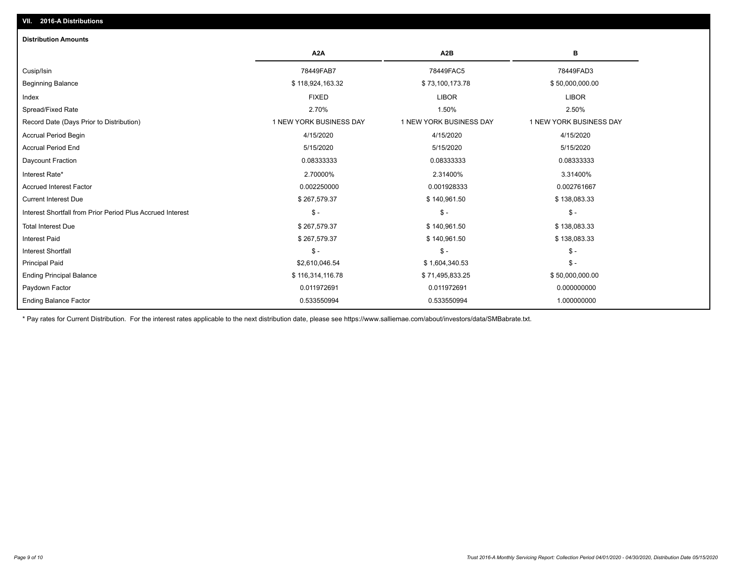## VII. 2016-A Distributions

### Distribution Amounts

| | A2A | A2B | B |
|---|---|---|---|
| Cusip/Isin | 78449FAB7 | 78449FAC5 | 78449FAD3 |
| Beginning Balance | $ 118,924,163.32 | $ 73,100,173.78 | $ 50,000,000.00 |
| Index | FIXED | LIBOR | LIBOR |
| Spread/Fixed Rate | 2.70% | 1.50% | 2.50% |
| Record Date (Days Prior to Distribution) | 1 NEW YORK BUSINESS DAY | 1 NEW YORK BUSINESS DAY | 1 NEW YORK BUSINESS DAY |
| Accrual Period Begin | 4/15/2020 | 4/15/2020 | 4/15/2020 |
| Accrual Period End | 5/15/2020 | 5/15/2020 | 5/15/2020 |
| Daycount Fraction | 0.08333333 | 0.08333333 | 0.08333333 |
| Interest Rate* | 2.70000% | 2.31400% | 3.31400% |
| Accrued Interest Factor | 0.002250000 | 0.001928333 | 0.002761667 |
| Current Interest Due | $ 267,579.37 | $ 140,961.50 | $ 138,083.33 |
| Interest Shortfall from Prior Period Plus Accrued Interest | $ - | $ - | $ - |
| Total Interest Due | $ 267,579.37 | $ 140,961.50 | $ 138,083.33 |
| Interest Paid | $ 267,579.37 | $ 140,961.50 | $ 138,083.33 |
| Interest Shortfall | $ - | $ - | $ - |
| Principal Paid | $2,610,046.54 | $ 1,604,340.53 | $ - |
| Ending Principal Balance | $ 116,314,116.78 | $ 71,495,833.25 | $ 50,000,000.00 |
| Paydown Factor | 0.011972691 | 0.011972691 | 0.000000000 |
| Ending Balance Factor | 0.533550994 | 0.533550994 | 1.000000000 |

* Pay rates for Current Distribution. For the interest rates applicable to the next distribution date, please see https://www.salliemae.com/about/investors/data/SMBabrate.txt.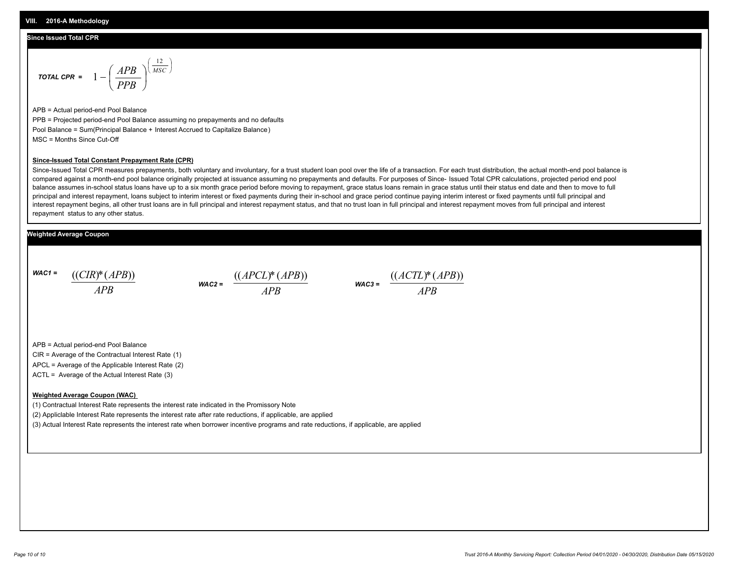## VIII. 2016-A Methodology

### Since Issued Total CPR

$$\textit{TOTAL CPR} = 1 - \left( \frac{APB}{PPB} \right)^{\left( \frac{12}{MSC} \right)}$$

APB = Actual period-end Pool Balance

PPB = Projected period-end Pool Balance assuming no prepayments and no defaults

Pool Balance = Sum(Principal Balance + Interest Accrued to Capitalize Balance)

MSC = Months Since Cut-Off

**Since-Issued Total Constant Prepayment Rate (CPR)**

Since-Issued Total CPR measures prepayments, both voluntary and involuntary, for a trust student loan pool over the life of a transaction. For each trust distribution, the actual month-end pool balance is compared against a month-end pool balance originally projected at issuance assuming no prepayments and defaults. For purposes of Since- Issued Total CPR calculations, projected period end pool balance assumes in-school status loans have up to a six month grace period before moving to repayment, grace status loans remain in grace status until their status end date and then to move to full principal and interest repayment, loans subject to interim interest or fixed payments during their in-school and grace period continue paying interim interest or fixed payments until full principal and interest repayment begins, all other trust loans are in full principal and interest repayment status, and that no trust loan in full principal and interest repayment moves from full principal and interest repayment status to any other status.

### Weighted Average Coupon

$$\textit{WAC1} = \frac{((CIR)*(APB))}{APB} \qquad \textit{WAC2} = \frac{((APCL)*(APB))}{APB} \qquad \textit{WAC3} = \frac{((ACTL)*(APB))}{APB}$$

APB = Actual period-end Pool Balance

CIR = Average of the Contractual Interest Rate (1)

APCL = Average of the Applicable Interest Rate (2)

ACTL = Average of the Actual Interest Rate (3)

**Weighted Average Coupon (WAC)**

(1) Contractual Interest Rate represents the interest rate indicated in the Promissory Note

(2) Appliclable Interest Rate represents the interest rate after rate reductions, if applicable, are applied

(3) Actual Interest Rate represents the interest rate when borrower incentive programs and rate reductions, if applicable, are applied